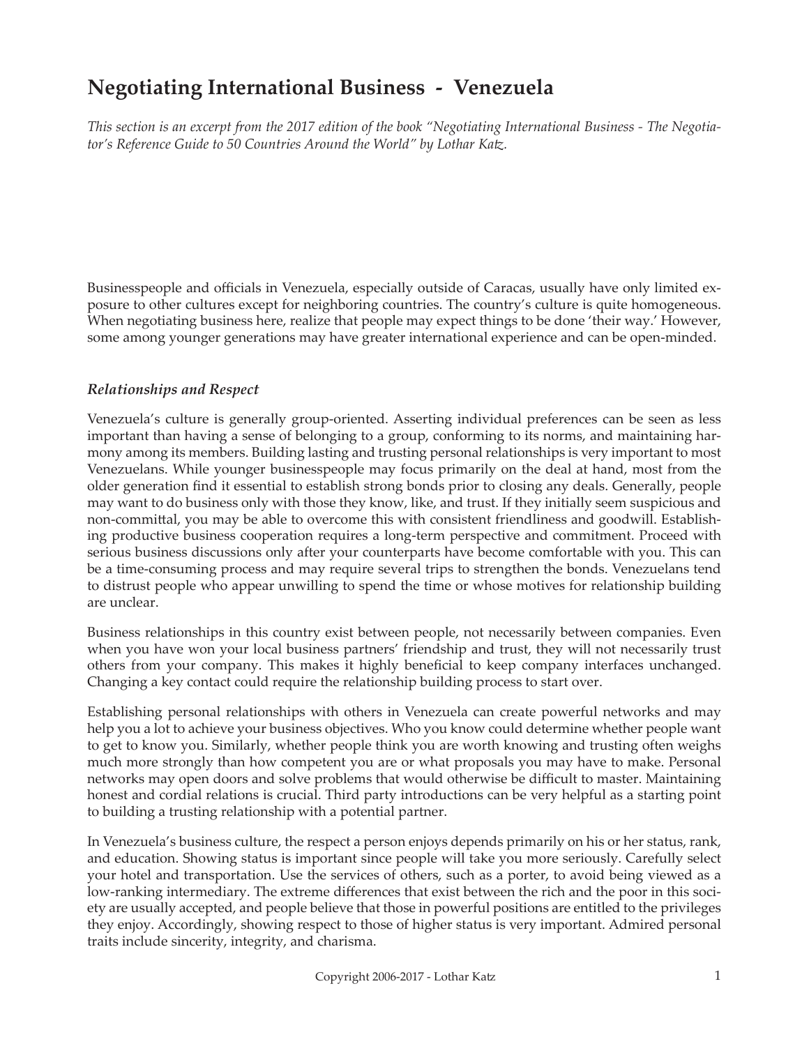# Negotiating International Business - Venezuela

*This section is an excerpt from the 2017 edition of the book "Negotiating International Business - The Negotiator's Reference Guide to 50 Countries Around the World" by Lothar Katz.*

Businesspeople and officials in Venezuela, especially outside of Caracas, usually have only limited exposure to other cultures except for neighboring countries. The country's culture is quite homogeneous. When negotiating business here, realize that people may expect things to be done 'their way.' However, some among younger generations may have greater international experience and can be open-minded.

### *Relationships and Respect*

Venezuela's culture is generally group-oriented. Asserting individual preferences can be seen as less important than having a sense of belonging to a group, conforming to its norms, and maintaining harmony among its members. Building lasting and trusting personal relationships is very important to most Venezuelans. While younger businesspeople may focus primarily on the deal at hand, most from the older generation find it essential to establish strong bonds prior to closing any deals. Generally, people may want to do business only with those they know, like, and trust. If they initially seem suspicious and non-committal, you may be able to overcome this with consistent friendliness and goodwill. Establishing productive business cooperation requires a long-term perspective and commitment. Proceed with serious business discussions only after your counterparts have become comfortable with you. This can be a time-consuming process and may require several trips to strengthen the bonds. Venezuelans tend to distrust people who appear unwilling to spend the time or whose motives for relationship building are unclear.

Business relationships in this country exist between people, not necessarily between companies. Even when you have won your local business partners' friendship and trust, they will not necessarily trust others from your company. This makes it highly beneficial to keep company interfaces unchanged. Changing a key contact could require the relationship building process to start over.

Establishing personal relationships with others in Venezuela can create powerful networks and may help you a lot to achieve your business objectives. Who you know could determine whether people want to get to know you. Similarly, whether people think you are worth knowing and trusting often weighs much more strongly than how competent you are or what proposals you may have to make. Personal networks may open doors and solve problems that would otherwise be difficult to master. Maintaining honest and cordial relations is crucial. Third party introductions can be very helpful as a starting point to building a trusting relationship with a potential partner.

In Venezuela's business culture, the respect a person enjoys depends primarily on his or her status, rank, and education. Showing status is important since people will take you more seriously. Carefully select your hotel and transportation. Use the services of others, such as a porter, to avoid being viewed as a low-ranking intermediary. The extreme differences that exist between the rich and the poor in this society are usually accepted, and people believe that those in powerful positions are entitled to the privileges they enjoy. Accordingly, showing respect to those of higher status is very important. Admired personal traits include sincerity, integrity, and charisma.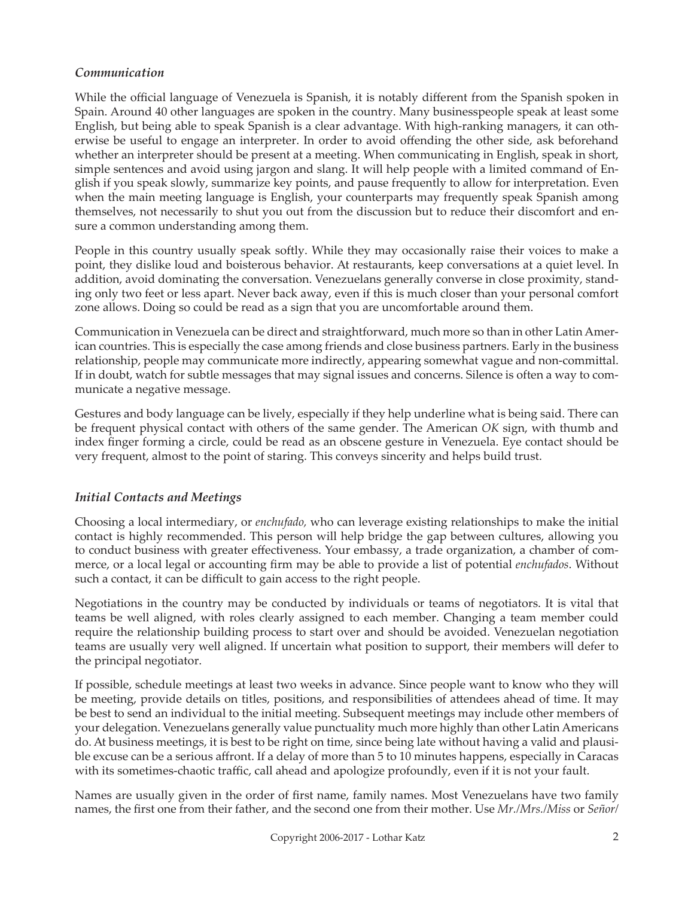### *Communication*

While the official language of Venezuela is Spanish, it is notably different from the Spanish spoken in Spain. Around 40 other languages are spoken in the country. Many businesspeople speak at least some English, but being able to speak Spanish is a clear advantage. With high-ranking managers, it can otherwise be useful to engage an interpreter. In order to avoid offending the other side, ask beforehand whether an interpreter should be present at a meeting. When communicating in English, speak in short, simple sentences and avoid using jargon and slang. It will help people with a limited command of English if you speak slowly, summarize key points, and pause frequently to allow for interpretation. Even when the main meeting language is English, your counterparts may frequently speak Spanish among themselves, not necessarily to shut you out from the discussion but to reduce their discomfort and ensure a common understanding among them.

People in this country usually speak softly. While they may occasionally raise their voices to make a point, they dislike loud and boisterous behavior. At restaurants, keep conversations at a quiet level. In addition, avoid dominating the conversation. Venezuelans generally converse in close proximity, standing only two feet or less apart. Never back away, even if this is much closer than your personal comfort zone allows. Doing so could be read as a sign that you are uncomfortable around them.

Communication in Venezuela can be direct and straightforward, much more so than in other Latin American countries. This is especially the case among friends and close business partners. Early in the business relationship, people may communicate more indirectly, appearing somewhat vague and non-committal. If in doubt, watch for subtle messages that may signal issues and concerns. Silence is often a way to communicate a negative message.

Gestures and body language can be lively, especially if they help underline what is being said. There can be frequent physical contact with others of the same gender. The American *OK* sign, with thumb and index finger forming a circle, could be read as an obscene gesture in Venezuela. Eye contact should be very frequent, almost to the point of staring. This conveys sincerity and helps build trust.

### *Initial Contacts and Meetings*

Choosing a local intermediary, or *enchufado,* who can leverage existing relationships to make the initial contact is highly recommended. This person will help bridge the gap between cultures, allowing you to conduct business with greater effectiveness. Your embassy, a trade organization, a chamber of commerce, or a local legal or accounting firm may be able to provide a list of potential *enchufados*. Without such a contact, it can be difficult to gain access to the right people.

Negotiations in the country may be conducted by individuals or teams of negotiators. It is vital that teams be well aligned, with roles clearly assigned to each member. Changing a team member could require the relationship building process to start over and should be avoided. Venezuelan negotiation teams are usually very well aligned. If uncertain what position to support, their members will defer to the principal negotiator.

If possible, schedule meetings at least two weeks in advance. Since people want to know who they will be meeting, provide details on titles, positions, and responsibilities of attendees ahead of time. It may be best to send an individual to the initial meeting. Subsequent meetings may include other members of your delegation. Venezuelans generally value punctuality much more highly than other Latin Americans do. At business meetings, it is best to be right on time, since being late without having a valid and plausible excuse can be a serious affront. If a delay of more than 5 to 10 minutes happens, especially in Caracas with its sometimes-chaotic traffic, call ahead and apologize profoundly, even if it is not your fault.

Names are usually given in the order of first name, family names. Most Venezuelans have two family names, the first one from their father, and the second one from their mother. Use *Mr./Mrs./Miss* or *Señor/*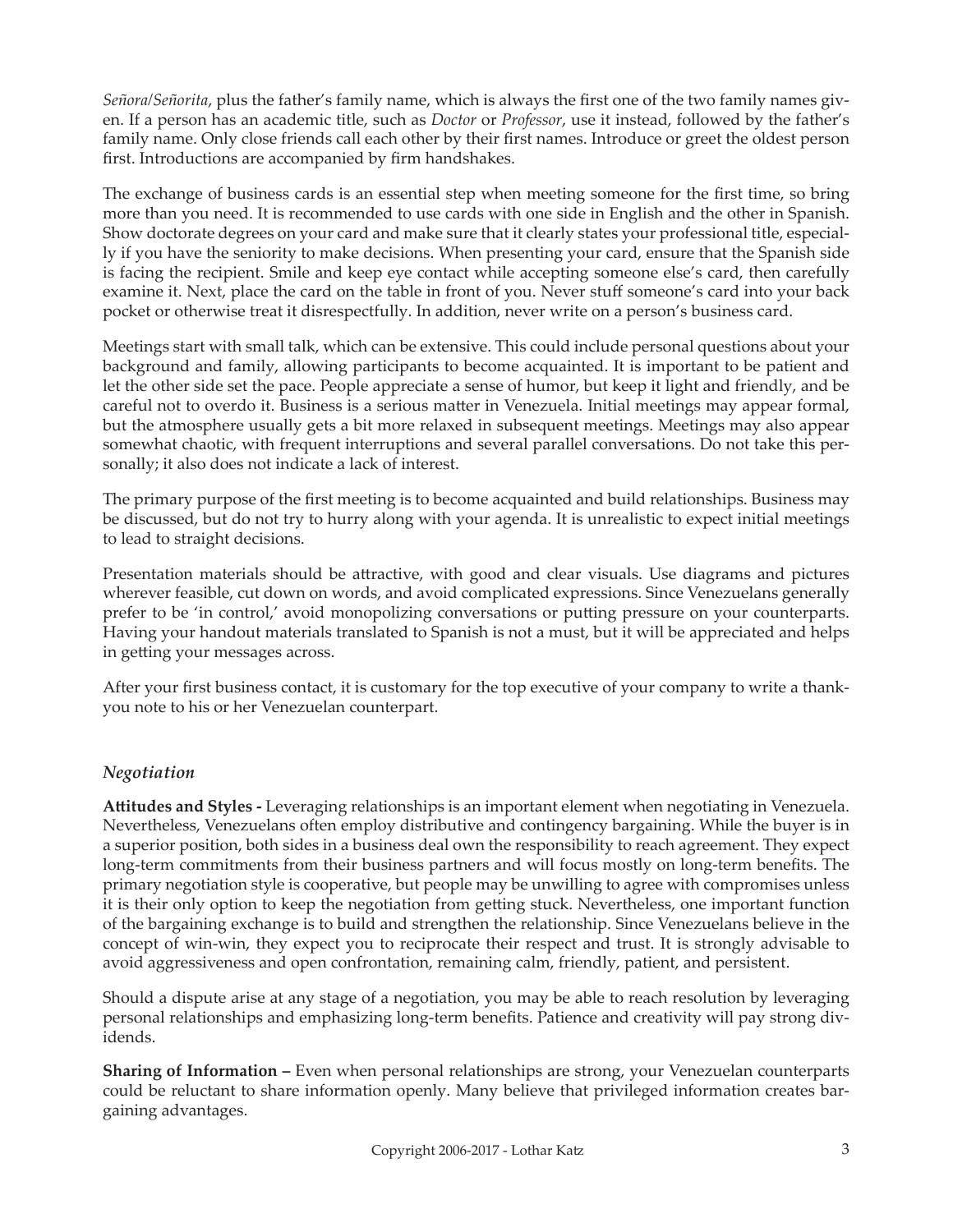*Señora/Señorita*, plus the father's family name, which is always the first one of the two family names given. If a person has an academic title, such as *Doctor* or *Professor*, use it instead, followed by the father's family name. Only close friends call each other by their first names. Introduce or greet the oldest person first. Introductions are accompanied by firm handshakes.

The exchange of business cards is an essential step when meeting someone for the first time, so bring more than you need. It is recommended to use cards with one side in English and the other in Spanish. Show doctorate degrees on your card and make sure that it clearly states your professional title, especially if you have the seniority to make decisions. When presenting your card, ensure that the Spanish side is facing the recipient. Smile and keep eye contact while accepting someone else's card, then carefully examine it. Next, place the card on the table in front of you. Never stuff someone's card into your back pocket or otherwise treat it disrespectfully. In addition, never write on a person's business card.

Meetings start with small talk, which can be extensive. This could include personal questions about your background and family, allowing participants to become acquainted. It is important to be patient and let the other side set the pace. People appreciate a sense of humor, but keep it light and friendly, and be careful not to overdo it. Business is a serious matter in Venezuela. Initial meetings may appear formal, but the atmosphere usually gets a bit more relaxed in subsequent meetings. Meetings may also appear somewhat chaotic, with frequent interruptions and several parallel conversations. Do not take this personally; it also does not indicate a lack of interest.

The primary purpose of the first meeting is to become acquainted and build relationships. Business may be discussed, but do not try to hurry along with your agenda. It is unrealistic to expect initial meetings to lead to straight decisions.

Presentation materials should be attractive, with good and clear visuals. Use diagrams and pictures wherever feasible, cut down on words, and avoid complicated expressions. Since Venezuelans generally prefer to be 'in control,' avoid monopolizing conversations or putting pressure on your counterparts. Having your handout materials translated to Spanish is not a must, but it will be appreciated and helps in getting your messages across.

After your first business contact, it is customary for the top executive of your company to write a thank-you note to his or her Venezuelan counterpart.

### *Negotiation*

**Attitudes and Styles -** Leveraging relationships is an important element when negotiating in Venezuela. Nevertheless, Venezuelans often employ distributive and contingency bargaining. While the buyer is in a superior position, both sides in a business deal own the responsibility to reach agreement. They expect long-term commitments from their business partners and will focus mostly on long-term benefits. The primary negotiation style is cooperative, but people may be unwilling to agree with compromises unless it is their only option to keep the negotiation from getting stuck. Nevertheless, one important function of the bargaining exchange is to build and strengthen the relationship. Since Venezuelans believe in the concept of win-win, they expect you to reciprocate their respect and trust. It is strongly advisable to avoid aggressiveness and open confrontation, remaining calm, friendly, patient, and persistent.

Should a dispute arise at any stage of a negotiation, you may be able to reach resolution by leveraging personal relationships and emphasizing long-term benefits. Patience and creativity will pay strong dividends.

**Sharing of Information –** Even when personal relationships are strong, your Venezuelan counterparts could be reluctant to share information openly. Many believe that privileged information creates bargaining advantages.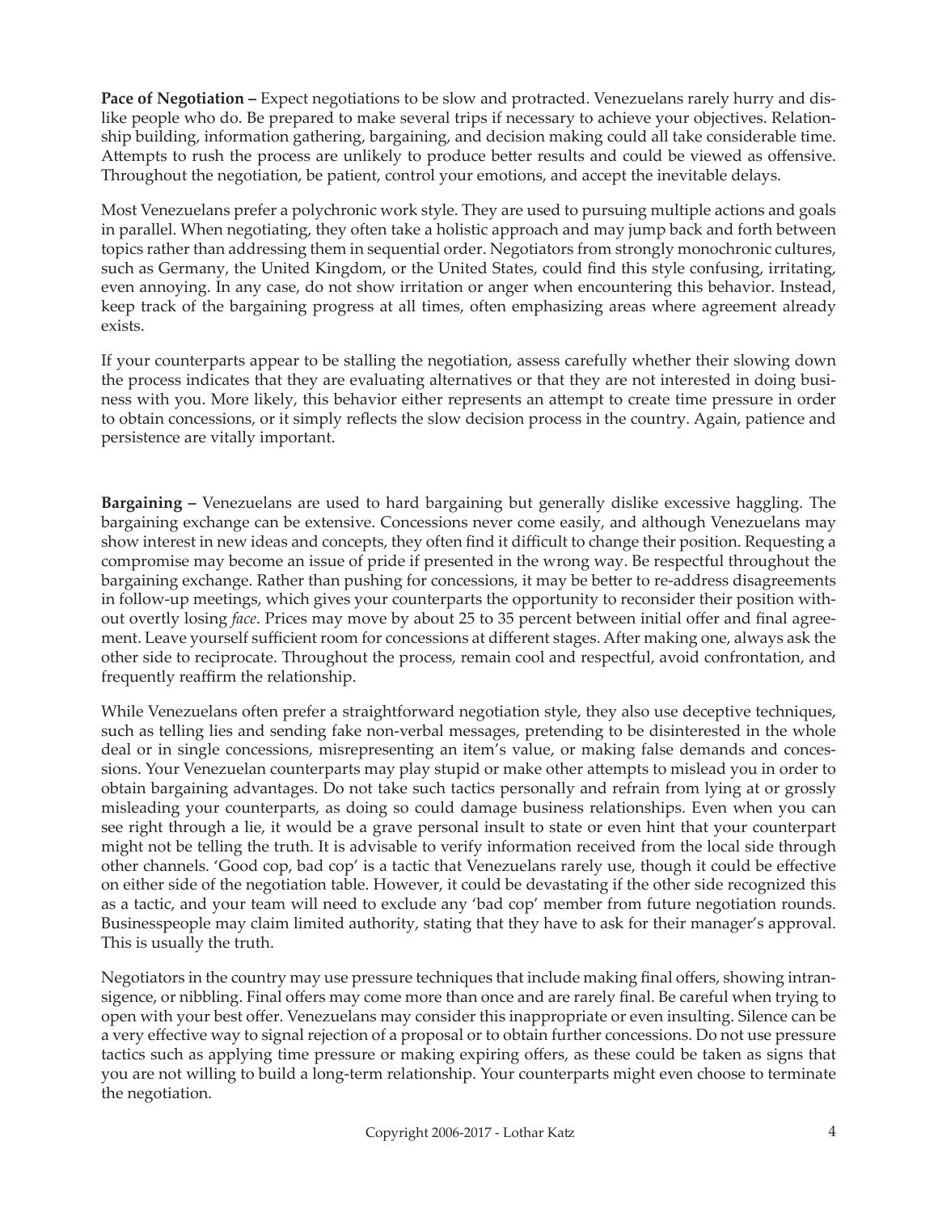**Pace of Negotiation –** Expect negotiations to be slow and protracted. Venezuelans rarely hurry and dislike people who do. Be prepared to make several trips if necessary to achieve your objectives. Relationship building, information gathering, bargaining, and decision making could all take considerable time. Attempts to rush the process are unlikely to produce better results and could be viewed as offensive. Throughout the negotiation, be patient, control your emotions, and accept the inevitable delays.

Most Venezuelans prefer a polychronic work style. They are used to pursuing multiple actions and goals in parallel. When negotiating, they often take a holistic approach and may jump back and forth between topics rather than addressing them in sequential order. Negotiators from strongly monochronic cultures, such as Germany, the United Kingdom, or the United States, could find this style confusing, irritating, even annoying. In any case, do not show irritation or anger when encountering this behavior. Instead, keep track of the bargaining progress at all times, often emphasizing areas where agreement already exists.

If your counterparts appear to be stalling the negotiation, assess carefully whether their slowing down the process indicates that they are evaluating alternatives or that they are not interested in doing business with you. More likely, this behavior either represents an attempt to create time pressure in order to obtain concessions, or it simply reflects the slow decision process in the country. Again, patience and persistence are vitally important.

**Bargaining –** Venezuelans are used to hard bargaining but generally dislike excessive haggling. The bargaining exchange can be extensive. Concessions never come easily, and although Venezuelans may show interest in new ideas and concepts, they often find it difficult to change their position. Requesting a compromise may become an issue of pride if presented in the wrong way. Be respectful throughout the bargaining exchange. Rather than pushing for concessions, it may be better to re-address disagreements in follow-up meetings, which gives your counterparts the opportunity to reconsider their position without overtly losing *face*. Prices may move by about 25 to 35 percent between initial offer and final agreement. Leave yourself sufficient room for concessions at different stages. After making one, always ask the other side to reciprocate. Throughout the process, remain cool and respectful, avoid confrontation, and frequently reaffirm the relationship.

While Venezuelans often prefer a straightforward negotiation style, they also use deceptive techniques, such as telling lies and sending fake non-verbal messages, pretending to be disinterested in the whole deal or in single concessions, misrepresenting an item's value, or making false demands and concessions. Your Venezuelan counterparts may play stupid or make other attempts to mislead you in order to obtain bargaining advantages. Do not take such tactics personally and refrain from lying at or grossly misleading your counterparts, as doing so could damage business relationships. Even when you can see right through a lie, it would be a grave personal insult to state or even hint that your counterpart might not be telling the truth. It is advisable to verify information received from the local side through other channels. 'Good cop, bad cop' is a tactic that Venezuelans rarely use, though it could be effective on either side of the negotiation table. However, it could be devastating if the other side recognized this as a tactic, and your team will need to exclude any 'bad cop' member from future negotiation rounds. Businesspeople may claim limited authority, stating that they have to ask for their manager's approval. This is usually the truth.

Negotiators in the country may use pressure techniques that include making final offers, showing intransigence, or nibbling. Final offers may come more than once and are rarely final. Be careful when trying to open with your best offer. Venezuelans may consider this inappropriate or even insulting. Silence can be a very effective way to signal rejection of a proposal or to obtain further concessions. Do not use pressure tactics such as applying time pressure or making expiring offers, as these could be taken as signs that you are not willing to build a long-term relationship. Your counterparts might even choose to terminate the negotiation.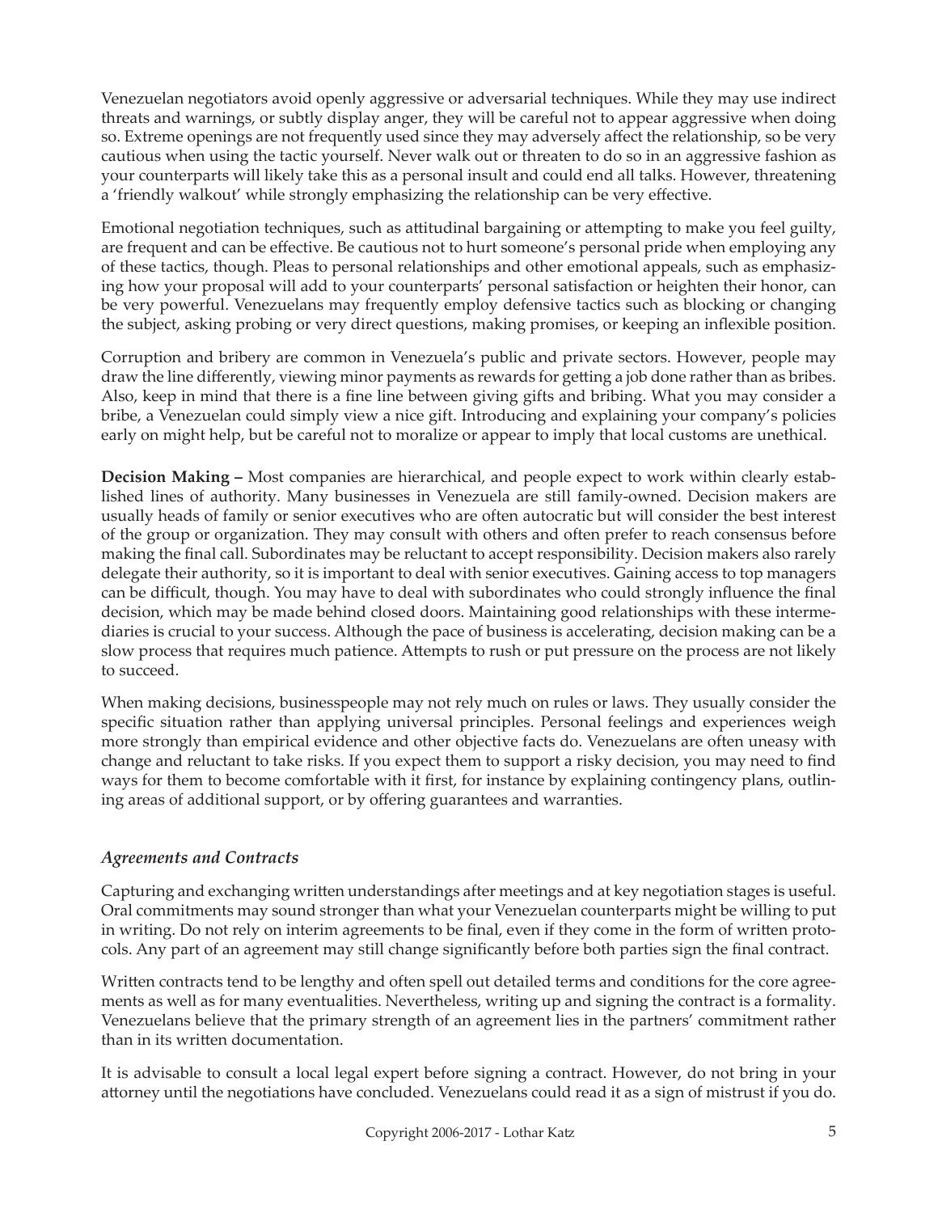Venezuelan negotiators avoid openly aggressive or adversarial techniques. While they may use indirect threats and warnings, or subtly display anger, they will be careful not to appear aggressive when doing so. Extreme openings are not frequently used since they may adversely affect the relationship, so be very cautious when using the tactic yourself. Never walk out or threaten to do so in an aggressive fashion as your counterparts will likely take this as a personal insult and could end all talks. However, threatening a 'friendly walkout' while strongly emphasizing the relationship can be very effective.

Emotional negotiation techniques, such as attitudinal bargaining or attempting to make you feel guilty, are frequent and can be effective. Be cautious not to hurt someone's personal pride when employing any of these tactics, though. Pleas to personal relationships and other emotional appeals, such as emphasizing how your proposal will add to your counterparts' personal satisfaction or heighten their honor, can be very powerful. Venezuelans may frequently employ defensive tactics such as blocking or changing the subject, asking probing or very direct questions, making promises, or keeping an inflexible position.

Corruption and bribery are common in Venezuela's public and private sectors. However, people may draw the line differently, viewing minor payments as rewards for getting a job done rather than as bribes. Also, keep in mind that there is a fine line between giving gifts and bribing. What you may consider a bribe, a Venezuelan could simply view a nice gift. Introducing and explaining your company's policies early on might help, but be careful not to moralize or appear to imply that local customs are unethical.

**Decision Making –** Most companies are hierarchical, and people expect to work within clearly established lines of authority. Many businesses in Venezuela are still family-owned. Decision makers are usually heads of family or senior executives who are often autocratic but will consider the best interest of the group or organization. They may consult with others and often prefer to reach consensus before making the final call. Subordinates may be reluctant to accept responsibility. Decision makers also rarely delegate their authority, so it is important to deal with senior executives. Gaining access to top managers can be difficult, though. You may have to deal with subordinates who could strongly influence the final decision, which may be made behind closed doors. Maintaining good relationships with these intermediaries is crucial to your success. Although the pace of business is accelerating, decision making can be a slow process that requires much patience. Attempts to rush or put pressure on the process are not likely to succeed.

When making decisions, businesspeople may not rely much on rules or laws. They usually consider the specific situation rather than applying universal principles. Personal feelings and experiences weigh more strongly than empirical evidence and other objective facts do. Venezuelans are often uneasy with change and reluctant to take risks. If you expect them to support a risky decision, you may need to find ways for them to become comfortable with it first, for instance by explaining contingency plans, outlining areas of additional support, or by offering guarantees and warranties.

### *Agreements and Contracts*

Capturing and exchanging written understandings after meetings and at key negotiation stages is useful. Oral commitments may sound stronger than what your Venezuelan counterparts might be willing to put in writing. Do not rely on interim agreements to be final, even if they come in the form of written protocols. Any part of an agreement may still change significantly before both parties sign the final contract.

Written contracts tend to be lengthy and often spell out detailed terms and conditions for the core agreements as well as for many eventualities. Nevertheless, writing up and signing the contract is a formality. Venezuelans believe that the primary strength of an agreement lies in the partners' commitment rather than in its written documentation.

It is advisable to consult a local legal expert before signing a contract. However, do not bring in your attorney until the negotiations have concluded. Venezuelans could read it as a sign of mistrust if you do.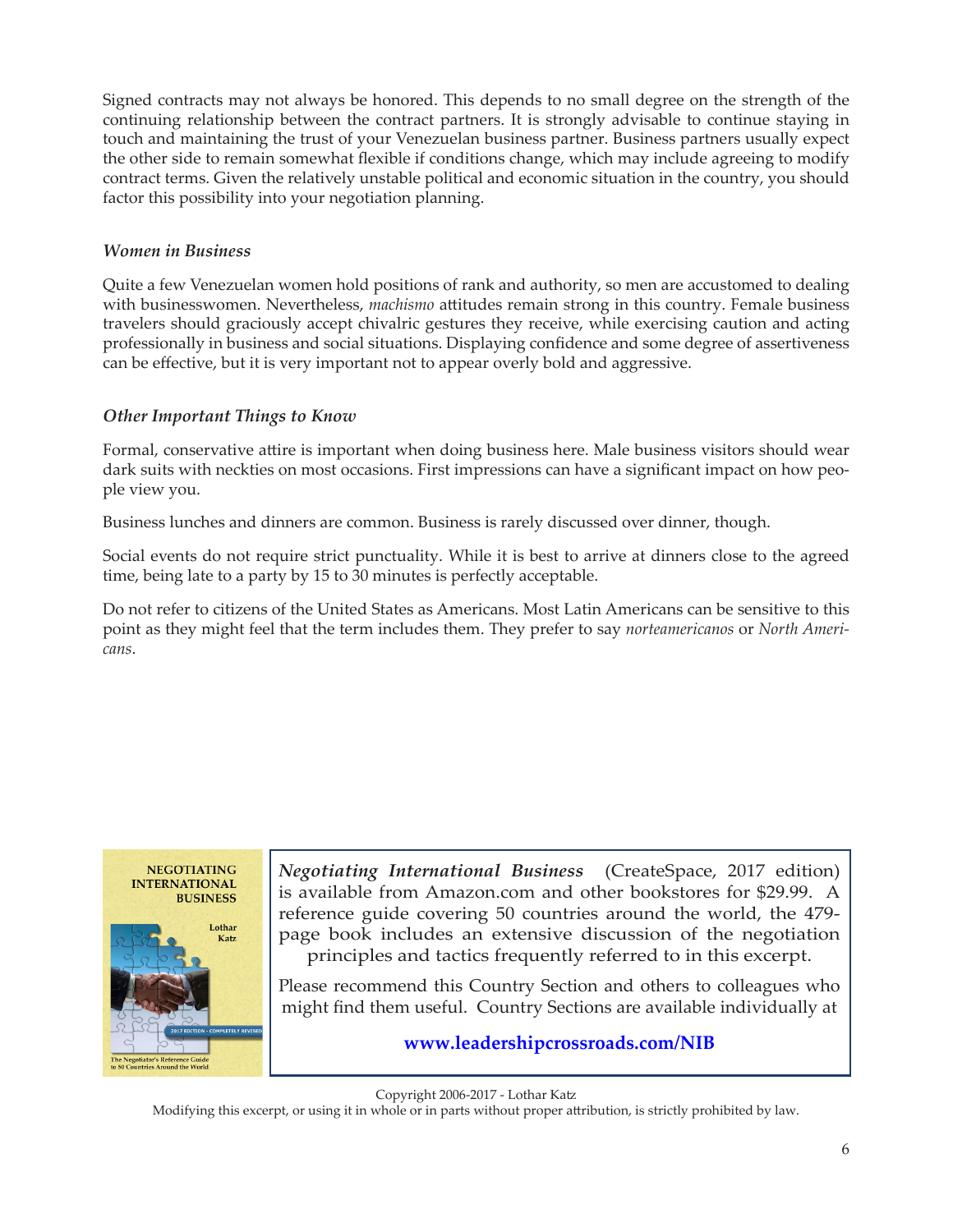Signed contracts may not always be honored. This depends to no small degree on the strength of the continuing relationship between the contract partners. It is strongly advisable to continue staying in touch and maintaining the trust of your Venezuelan business partner. Business partners usually expect the other side to remain somewhat flexible if conditions change, which may include agreeing to modify contract terms. Given the relatively unstable political and economic situation in the country, you should factor this possibility into your negotiation planning.

### *Women in Business*

Quite a few Venezuelan women hold positions of rank and authority, so men are accustomed to dealing with businesswomen. Nevertheless, *machismo* attitudes remain strong in this country. Female business travelers should graciously accept chivalric gestures they receive, while exercising caution and acting professionally in business and social situations. Displaying confidence and some degree of assertiveness can be effective, but it is very important not to appear overly bold and aggressive.

### *Other Important Things to Know*

Formal, conservative attire is important when doing business here. Male business visitors should wear dark suits with neckties on most occasions. First impressions can have a significant impact on how people view you.

Business lunches and dinners are common. Business is rarely discussed over dinner, though.

Social events do not require strict punctuality. While it is best to arrive at dinners close to the agreed time, being late to a party by 15 to 30 minutes is perfectly acceptable.

Do not refer to citizens of the United States as Americans. Most Latin Americans can be sensitive to this point as they might feel that the term includes them. They prefer to say *norteamericanos* or *North Americans*.

NEGOTIATING INTERNATIONAL BUSINESS
Lothar Katz
2017 EDITION - COMPLETELY REVISED
The Negotiator's Reference Guide to 50 Countries Around the World

*Negotiating International Business* (CreateSpace, 2017 edition) is available from Amazon.com and other bookstores for $29.99. A reference guide covering 50 countries around the world, the 479-page book includes an extensive discussion of the negotiation principles and tactics frequently referred to in this excerpt.

Please recommend this Country Section and others to colleagues who might find them useful. Country Sections are available individually at

**www.leadershipcrossroads.com/NIB**

Copyright 2006-2017 - Lothar Katz
Modifying this excerpt, or using it in whole or in parts without proper attribution, is strictly prohibited by law.